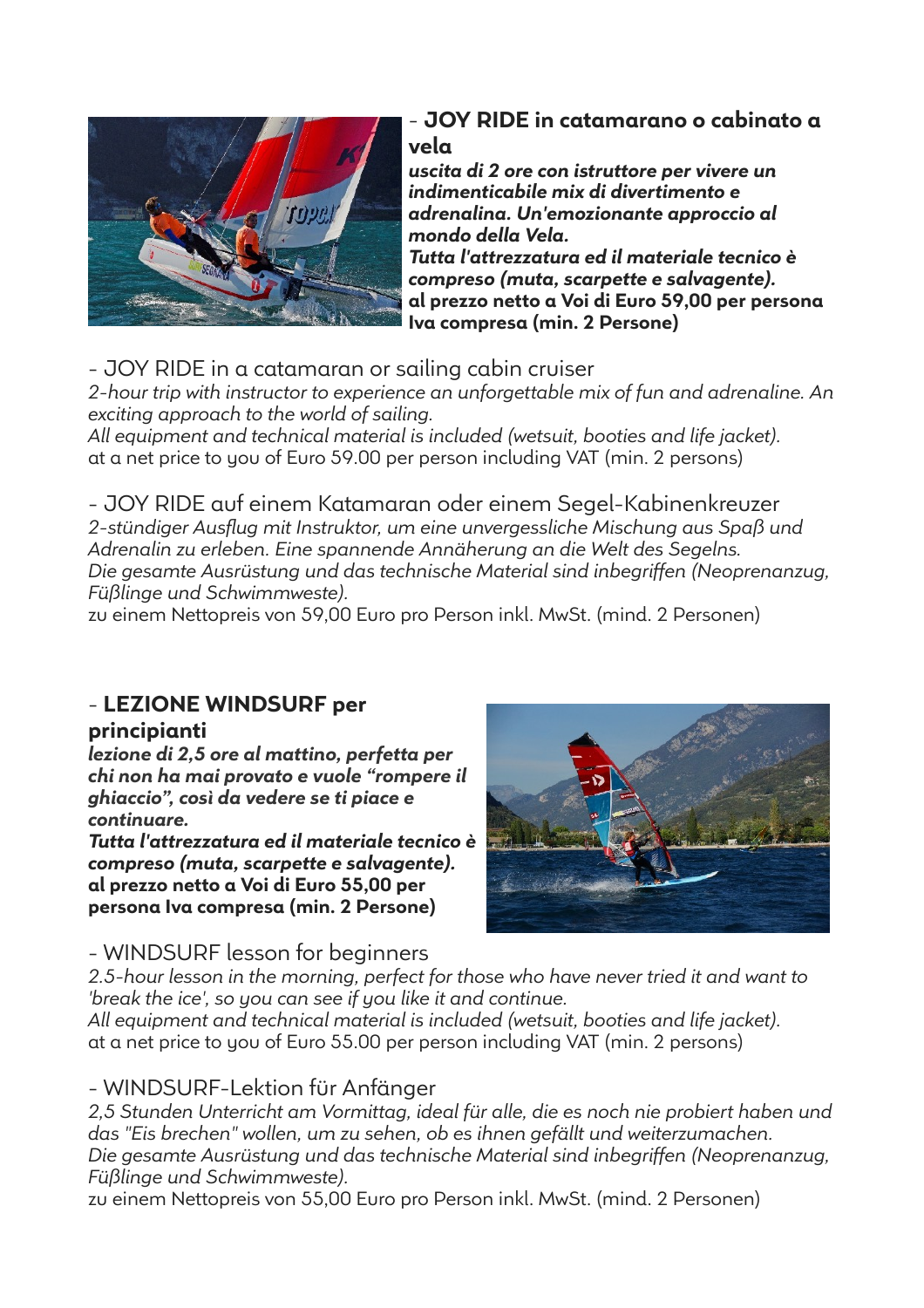- **JOY RIDE in catamarano o cabinato a vela**

***uscita di 2 ore con istruttore per vivere un indimenticabile mix di divertimento e adrenalina. Un'emozionante approccio al mondo della Vela.***
***Tutta l'attrezzatura ed il materiale tecnico è compreso (muta, scarpette e salvagente).***
**al prezzo netto a Voi di Euro 59,00 per persona Iva compresa (min. 2 Persone)**

- JOY RIDE in a catamaran or sailing cabin cruiser

*2-hour trip with instructor to experience an unforgettable mix of fun and adrenaline. An exciting approach to the world of sailing.*
*All equipment and technical material is included (wetsuit, booties and life jacket).*
at a net price to you of Euro 59.00 per person including VAT (min. 2 persons)

- JOY RIDE auf einem Katamaran oder einem Segel-Kabinenkreuzer

*2-stündiger Ausflug mit Instruktor, um eine unvergessliche Mischung aus Spaß und Adrenalin zu erleben. Eine spannende Annäherung an die Welt des Segelns.*
*Die gesamte Ausrüstung und das technische Material sind inbegriffen (Neoprenanzug, Füßlinge und Schwimmweste).*
zu einem Nettopreis von 59,00 Euro pro Person inkl. MwSt. (mind. 2 Personen)

- **LEZIONE WINDSURF per principianti**

***lezione di 2,5 ore al mattino, perfetta per chi non ha mai provato e vuole "rompere il ghiaccio", così da vedere se ti piace e continuare.***
***Tutta l'attrezzatura ed il materiale tecnico è compreso (muta, scarpette e salvagente).***
**al prezzo netto a Voi di Euro 55,00 per persona Iva compresa (min. 2 Persone)**

- WINDSURF lesson for beginners

*2.5-hour lesson in the morning, perfect for those who have never tried it and want to 'break the ice', so you can see if you like it and continue.*
*All equipment and technical material is included (wetsuit, booties and life jacket).*
at a net price to you of Euro 55.00 per person including VAT (min. 2 persons)

- WINDSURF-Lektion für Anfänger

*2,5 Stunden Unterricht am Vormittag, ideal für alle, die es noch nie probiert haben und das "Eis brechen" wollen, um zu sehen, ob es ihnen gefällt und weiterzumachen.*
*Die gesamte Ausrüstung und das technische Material sind inbegriffen (Neoprenanzug, Füßlinge und Schwimmweste).*
zu einem Nettopreis von 55,00 Euro pro Person inkl. MwSt. (mind. 2 Personen)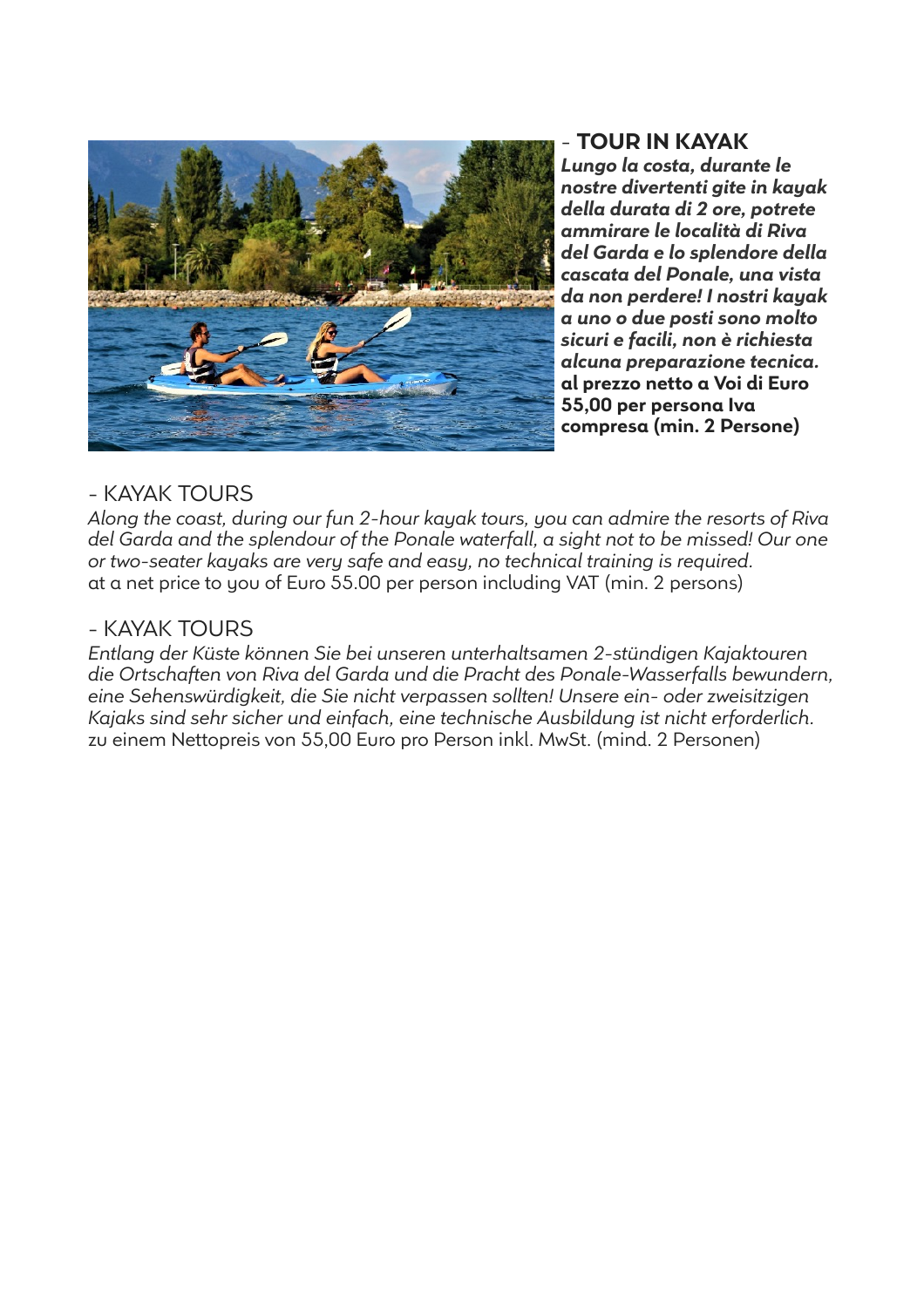- **TOUR IN KAYAK**

***Lungo la costa, durante le nostre divertenti gite in kayak della durata di 2 ore, potrete ammirare le località di Riva del Garda e lo splendore della cascata del Ponale, una vista da non perdere! I nostri kayak a uno o due posti sono molto sicuri e facili, non è richiesta alcuna preparazione tecnica.***
**al prezzo netto a Voi di Euro 55,00 per persona Iva compresa (min. 2 Persone)**

- KAYAK TOURS

*Along the coast, during our fun 2-hour kayak tours, you can admire the resorts of Riva del Garda and the splendour of the Ponale waterfall, a sight not to be missed! Our one or two-seater kayaks are very safe and easy, no technical training is required.*
at a net price to you of Euro 55.00 per person including VAT (min. 2 persons)

- KAYAK TOURS

*Entlang der Küste können Sie bei unseren unterhaltsamen 2-stündigen Kajaktouren die Ortschaften von Riva del Garda und die Pracht des Ponale-Wasserfalls bewundern, eine Sehenswürdigkeit, die Sie nicht verpassen sollten! Unsere ein- oder zweisitzigen Kajaks sind sehr sicher und einfach, eine technische Ausbildung ist nicht erforderlich.*
zu einem Nettopreis von 55,00 Euro pro Person inkl. MwSt. (mind. 2 Personen)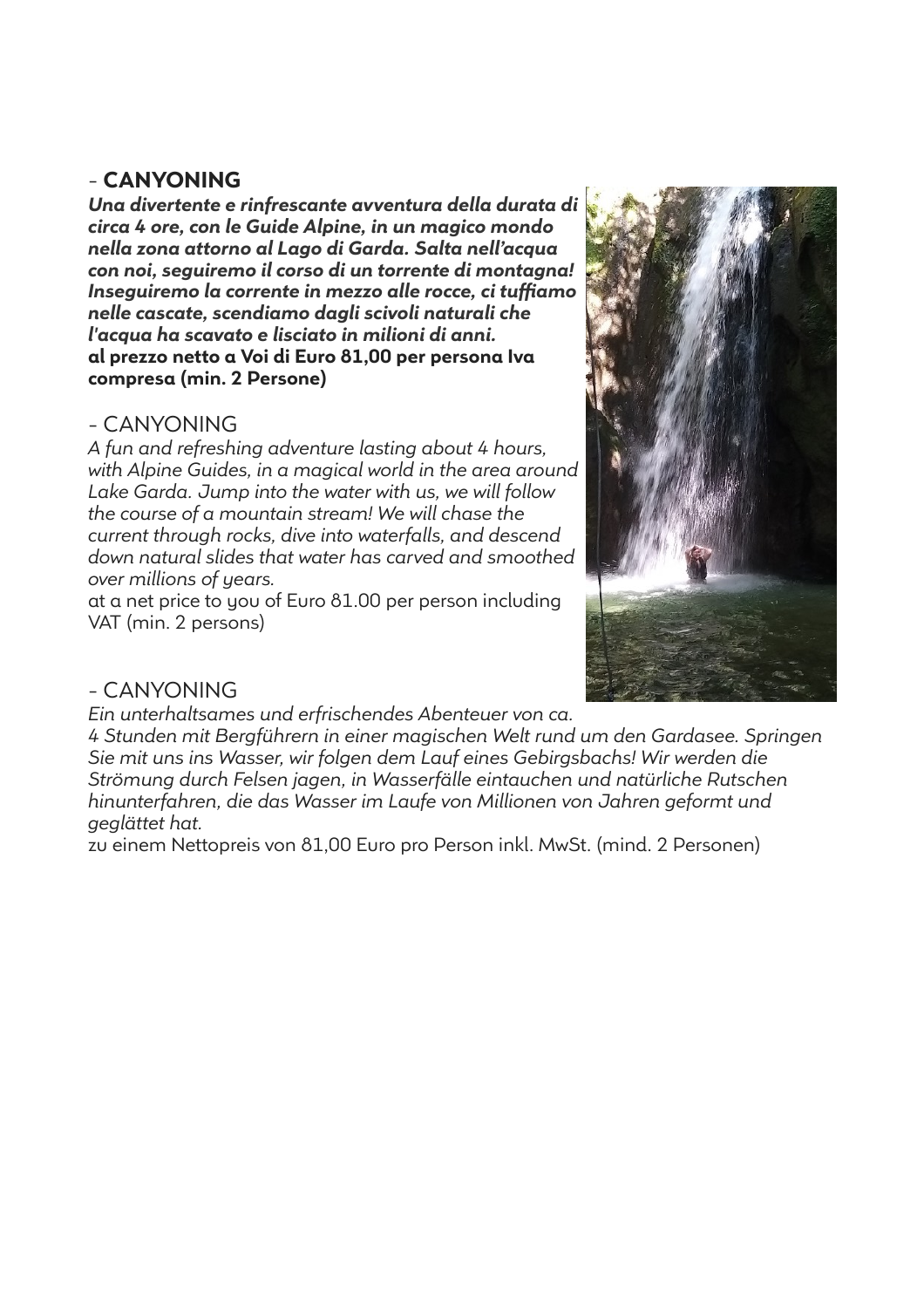## – **CANYONING**

***Una divertente e rinfrescante avventura della durata di circa 4 ore, con le Guide Alpine, in un magico mondo nella zona attorno al Lago di Garda. Salta nell'acqua con noi, seguiremo il corso di un torrente di montagna! Inseguiremo la corrente in mezzo alle rocce, ci tuffiamo nelle cascate, scendiamo dagli scivoli naturali che l'acqua ha scavato e lisciato in milioni di anni.***
**al prezzo netto a Voi di Euro 81,00 per persona Iva compresa (min. 2 Persone)**

## – CANYONING

*A fun and refreshing adventure lasting about 4 hours, with Alpine Guides, in a magical world in the area around Lake Garda. Jump into the water with us, we will follow the course of a mountain stream! We will chase the current through rocks, dive into waterfalls, and descend down natural slides that water has carved and smoothed over millions of years.*
at a net price to you of Euro 81.00 per person including VAT (min. 2 persons)

## – CANYONING

*Ein unterhaltsames und erfrischendes Abenteuer von ca. 4 Stunden mit Bergführern in einer magischen Welt rund um den Gardasee. Springen Sie mit uns ins Wasser, wir folgen dem Lauf eines Gebirgsbachs! Wir werden die Strömung durch Felsen jagen, in Wasserfälle eintauchen und natürliche Rutschen hinunterfahren, die das Wasser im Laufe von Millionen von Jahren geformt und geglättet hat.*
zu einem Nettopreis von 81,00 Euro pro Person inkl. MwSt. (mind. 2 Personen)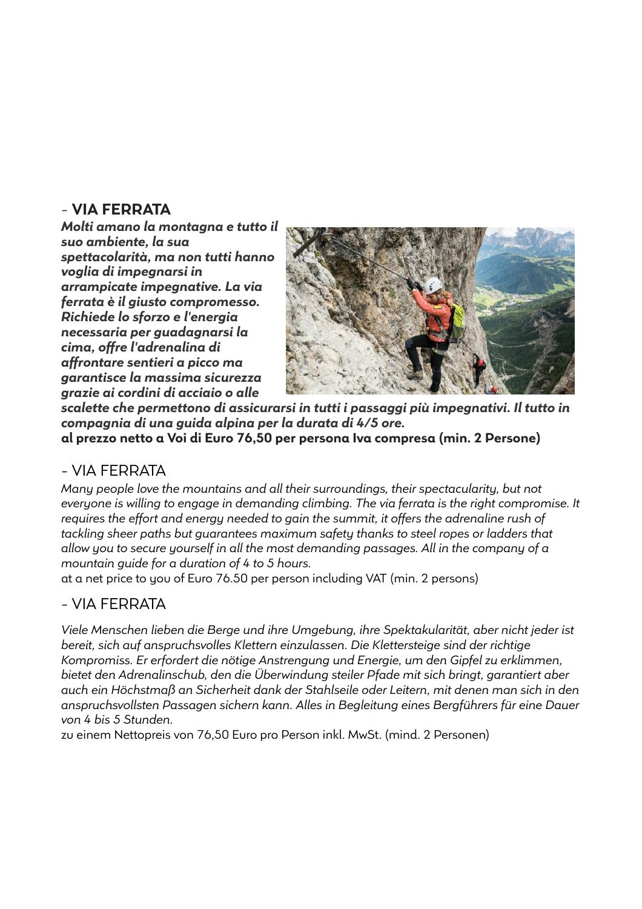- **VIA FERRATA**

***Molti amano la montagna e tutto il suo ambiente, la sua spettacolarità, ma non tutti hanno voglia di impegnarsi in arrampicate impegnative. La via ferrata è il giusto compromesso. Richiede lo sforzo e l'energia necessaria per guadagnarsi la cima, offre l'adrenalina di affrontare sentieri a picco ma garantisce la massima sicurezza grazie ai cordini di acciaio o alle scalette che permettono di assicurarsi in tutti i passaggi più impegnativi. Il tutto in compagnia di una guida alpina per la durata di 4/5 ore.***

**al prezzo netto a Voi di Euro 76,50 per persona Iva compresa (min. 2 Persone)**

- VIA FERRATA

*Many people love the mountains and all their surroundings, their spectacularity, but not everyone is willing to engage in demanding climbing. The via ferrata is the right compromise. It requires the effort and energy needed to gain the summit, it offers the adrenaline rush of tackling sheer paths but guarantees maximum safety thanks to steel ropes or ladders that allow you to secure yourself in all the most demanding passages. All in the company of a mountain guide for a duration of 4 to 5 hours.*

at a net price to you of Euro 76.50 per person including VAT (min. 2 persons)

- VIA FERRATA

*Viele Menschen lieben die Berge und ihre Umgebung, ihre Spektakularität, aber nicht jeder ist bereit, sich auf anspruchsvolles Klettern einzulassen. Die Klettersteige sind der richtige Kompromiss. Er erfordert die nötige Anstrengung und Energie, um den Gipfel zu erklimmen, bietet den Adrenalinschub, den die Überwindung steiler Pfade mit sich bringt, garantiert aber auch ein Höchstmaß an Sicherheit dank der Stahlseile oder Leitern, mit denen man sich in den anspruchsvollsten Passagen sichern kann. Alles in Begleitung eines Bergführers für eine Dauer von 4 bis 5 Stunden.*

zu einem Nettopreis von 76,50 Euro pro Person inkl. MwSt. (mind. 2 Personen)